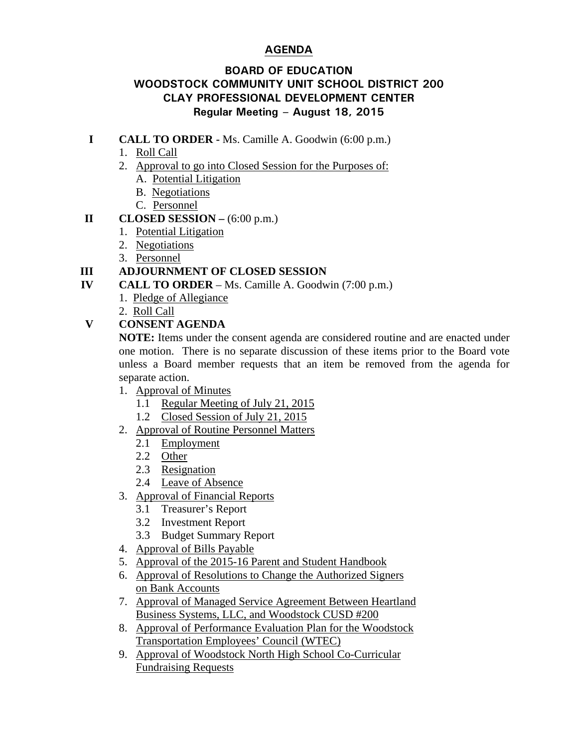# AGENDA

## BOARD OF EDUCATION
## WOODSTOCK COMMUNITY UNIT SCHOOL DISTRICT 200
## CLAY PROFESSIONAL DEVELOPMENT CENTER
### Regular Meeting – August 18, 2015

**I CALL TO ORDER** - Ms. Camille A. Goodwin (6:00 p.m.)

1. Roll Call
2. Approval to go into Closed Session for the Purposes of:
   - A. Potential Litigation
   - B. Negotiations
   - C. Personnel

**II CLOSED SESSION –** (6:00 p.m.)

1. Potential Litigation
2. Negotiations
3. Personnel

**III ADJOURNMENT OF CLOSED SESSION**

**IV CALL TO ORDER** – Ms. Camille A. Goodwin (7:00 p.m.)

1. Pledge of Allegiance
2. Roll Call

**V CONSENT AGENDA**

**NOTE:** Items under the consent agenda are considered routine and are enacted under one motion. There is no separate discussion of these items prior to the Board vote unless a Board member requests that an item be removed from the agenda for separate action.

1. Approval of Minutes
   - 1.1 Regular Meeting of July 21, 2015
   - 1.2 Closed Session of July 21, 2015
2. Approval of Routine Personnel Matters
   - 2.1 Employment
   - 2.2 Other
   - 2.3 Resignation
   - 2.4 Leave of Absence
3. Approval of Financial Reports
   - 3.1 Treasurer's Report
   - 3.2 Investment Report
   - 3.3 Budget Summary Report
4. Approval of Bills Payable
5. Approval of the 2015-16 Parent and Student Handbook
6. Approval of Resolutions to Change the Authorized Signers on Bank Accounts
7. Approval of Managed Service Agreement Between Heartland Business Systems, LLC, and Woodstock CUSD #200
8. Approval of Performance Evaluation Plan for the Woodstock Transportation Employees' Council (WTEC)
9. Approval of Woodstock North High School Co-Curricular Fundraising Requests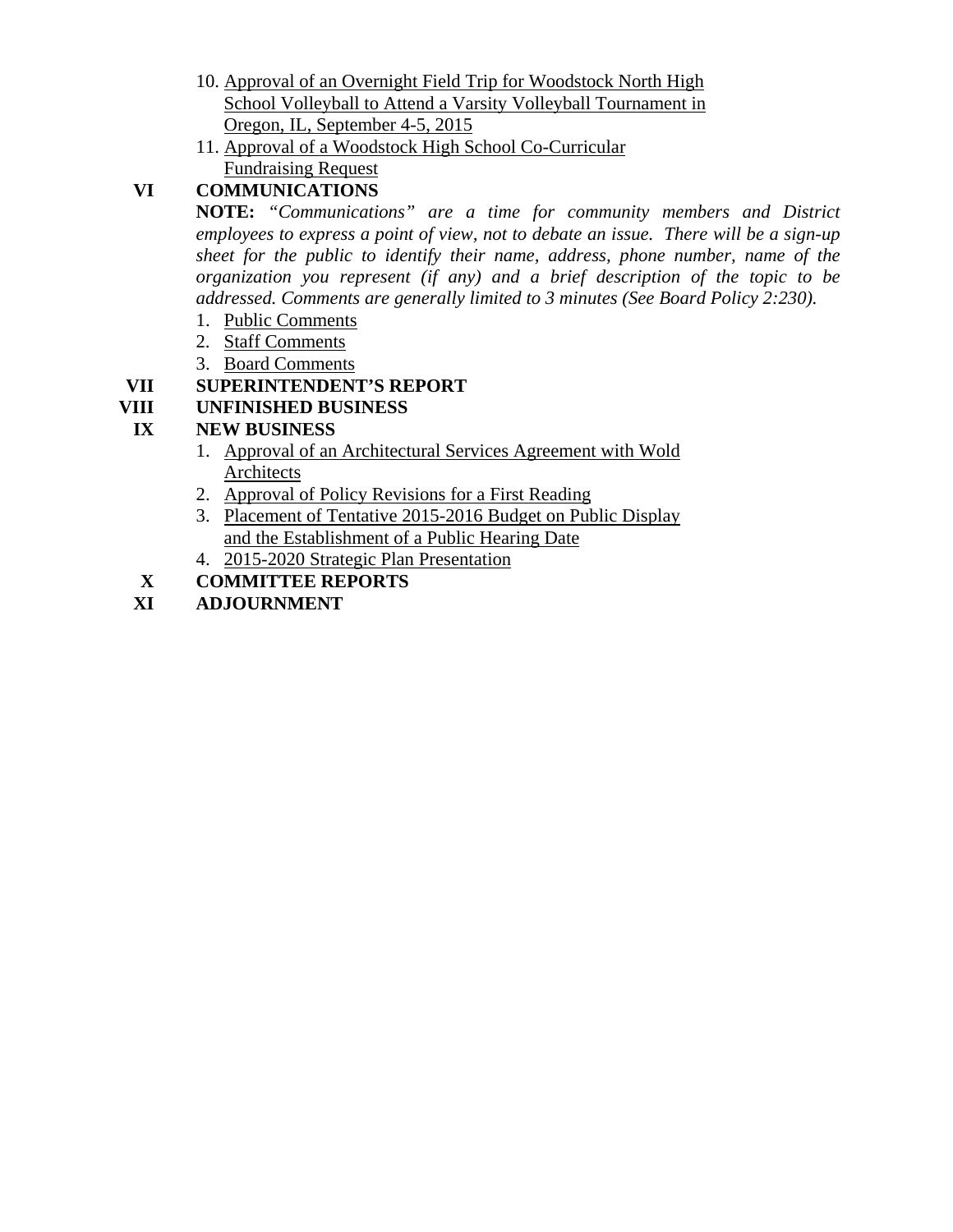10. Approval of an Overnight Field Trip for Woodstock North High School Volleyball to Attend a Varsity Volleyball Tournament in Oregon, IL, September 4-5, 2015
11. Approval of a Woodstock High School Co-Curricular Fundraising Request

**VI COMMUNICATIONS**

**NOTE:** *"Communications" are a time for community members and District employees to express a point of view, not to debate an issue. There will be a sign-up sheet for the public to identify their name, address, phone number, name of the organization you represent (if any) and a brief description of the topic to be addressed. Comments are generally limited to 3 minutes (See Board Policy 2:230).*

1. Public Comments
2. Staff Comments
3. Board Comments

**VII SUPERINTENDENT'S REPORT**

**VIII UNFINISHED BUSINESS**

**IX NEW BUSINESS**

1. Approval of an Architectural Services Agreement with Wold Architects
2. Approval of Policy Revisions for a First Reading
3. Placement of Tentative 2015-2016 Budget on Public Display and the Establishment of a Public Hearing Date
4. 2015-2020 Strategic Plan Presentation

**X COMMITTEE REPORTS**

**XI ADJOURNMENT**